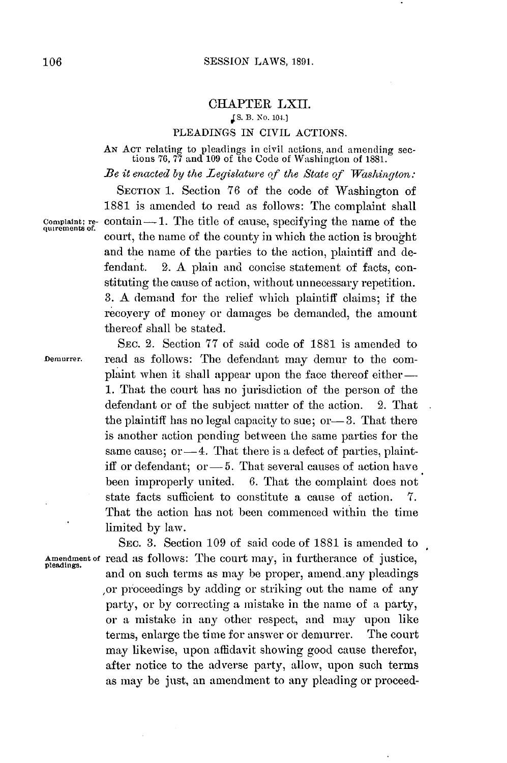# CHAPTER LXII.

[S. B. No. 104.]

## PLEADINGS IN CIVIL ACTIONS.

AN ACT relating to pleadings in civil actions, and amending sections 76, 77 and 109 of the Code of Washington of 1881.

*Be it enacted by the Legislature of the State of Washington:*

SECTION 1. Section 76 of the code of Washington of 1881 is amended to read as follows: The complaint shall contain—1. The title of cause, specifying the name of the court, the name of the county in which the action is brought and the name of the parties to the action, plaintiff and defendant. 2. A plain and concise statement of facts, constituting the cause of action, without unnecessary repetition. 3. A demand for the relief which plaintiff claims; if the recovery of money or damages be demanded, the amount thereof shall be stated.

*Complaint; requirements of.*

SEC. 2. Section 77 of said code of 1881 is amended to read as follows: The defendant may demur to the complaint when it shall appear upon the face thereof either—1. That the court has no jurisdiction of the person of the defendant or of the subject matter of the action. 2. That the plaintiff has no legal capacity to sue; or—3. That there is another action pending between the same parties for the same cause; or—4. That there is a defect of parties, plaintiff or defendant; or—5. That several causes of action have been improperly united. 6. That the complaint does not state facts sufficient to constitute a cause of action. 7. That the action has not been commenced within the time limited by law.

*Demurrer.*

SEC. 3. Section 109 of said code of 1881 is amended to read as follows: The court may, in furtherance of justice, and on such terms as may be proper, amend any pleadings or proceedings by adding or striking out the name of any party, or by correcting a mistake in the name of a party, or a mistake in any other respect, and may upon like terms, enlarge the time for answer or demurrer. The court may likewise, upon affidavit showing good cause therefor, after notice to the adverse party, allow, upon such terms as may be just, an amendment to any pleading or proceed-

*Amendment of pleadings.*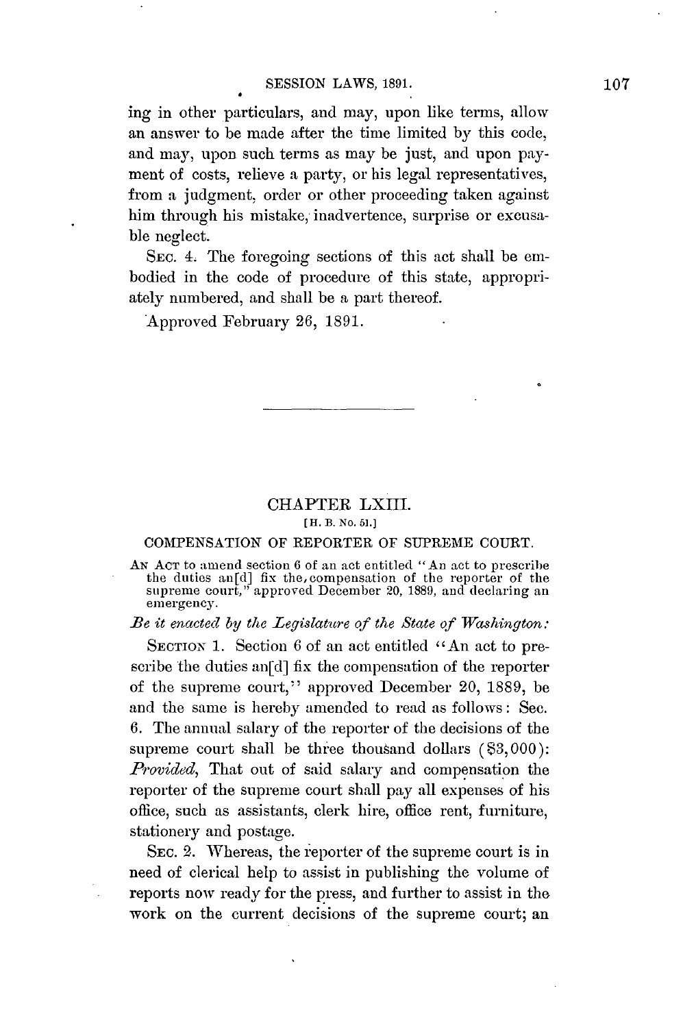ing in other particulars, and may, upon like terms, allow an answer to be made after the time limited by this code, and may, upon such terms as may be just, and upon payment of costs, relieve a party, or his legal representatives, from a judgment, order or other proceeding taken against him through his mistake, inadvertence, surprise or excusable neglect.

SEC. 4. The foregoing sections of this act shall be embodied in the code of procedure of this state, appropriately numbered, and shall be a part thereof.

Approved February 26, 1891.

---

## CHAPTER LXIII.

[H. B. No. 51.]

### COMPENSATION OF REPORTER OF SUPREME COURT.

AN ACT to amend section 6 of an act entitled "An act to prescribe the duties an[d] fix the compensation of the reporter of the supreme court," approved December 20, 1889, and declaring an emergency.

*Be it enacted by the Legislature of the State of Washington:*

SECTION 1. Section 6 of an act entitled "An act to prescribe the duties an[d] fix the compensation of the reporter of the supreme court," approved December 20, 1889, be and the same is hereby amended to read as follows: Sec. 6. The annual salary of the reporter of the decisions of the supreme court shall be three thousand dollars ($3,000): *Provided*, That out of said salary and compensation the reporter of the supreme court shall pay all expenses of his office, such as assistants, clerk hire, office rent, furniture, stationery and postage.

SEC. 2. Whereas, the reporter of the supreme court is in need of clerical help to assist in publishing the volume of reports now ready for the press, and further to assist in the work on the current decisions of the supreme court; an